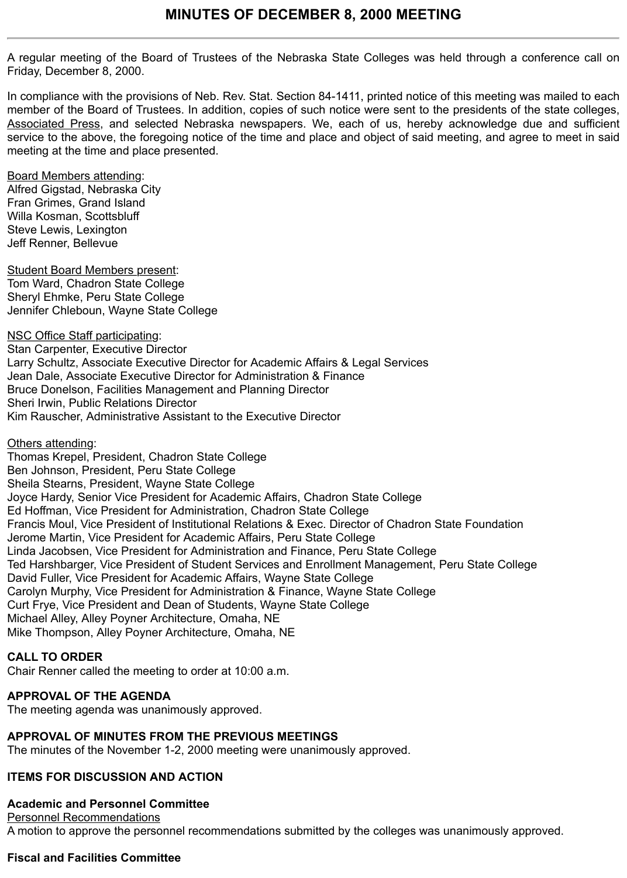# MINUTES OF DECEMBER 8, 2000 MEETING

A regular meeting of the Board of Trustees of the Nebraska State Colleges was held through a conference call on Friday, December 8, 2000.

In compliance with the provisions of Neb. Rev. Stat. Section 84-1411, printed notice of this meeting was mailed to each member of the Board of Trustees. In addition, copies of such notice were sent to the presidents of the state colleges, Associated Press, and selected Nebraska newspapers. We, each of us, hereby acknowledge due and sufficient service to the above, the foregoing notice of the time and place and object of said meeting, and agree to meet in said meeting at the time and place presented.

Board Members attending:
Alfred Gigstad, Nebraska City
Fran Grimes, Grand Island
Willa Kosman, Scottsbluff
Steve Lewis, Lexington
Jeff Renner, Bellevue

Student Board Members present:
Tom Ward, Chadron State College
Sheryl Ehmke, Peru State College
Jennifer Chleboun, Wayne State College

NSC Office Staff participating:
Stan Carpenter, Executive Director
Larry Schultz, Associate Executive Director for Academic Affairs & Legal Services
Jean Dale, Associate Executive Director for Administration & Finance
Bruce Donelson, Facilities Management and Planning Director
Sheri Irwin, Public Relations Director
Kim Rauscher, Administrative Assistant to the Executive Director

Others attending:
Thomas Krepel, President, Chadron State College
Ben Johnson, President, Peru State College
Sheila Stearns, President, Wayne State College
Joyce Hardy, Senior Vice President for Academic Affairs, Chadron State College
Ed Hoffman, Vice President for Administration, Chadron State College
Francis Moul, Vice President of Institutional Relations & Exec. Director of Chadron State Foundation
Jerome Martin, Vice President for Academic Affairs, Peru State College
Linda Jacobsen, Vice President for Administration and Finance, Peru State College
Ted Harshbarger, Vice President of Student Services and Enrollment Management, Peru State College
David Fuller, Vice President for Academic Affairs, Wayne State College
Carolyn Murphy, Vice President for Administration & Finance, Wayne State College
Curt Frye, Vice President and Dean of Students, Wayne State College
Michael Alley, Alley Poyner Architecture, Omaha, NE
Mike Thompson, Alley Poyner Architecture, Omaha, NE

**CALL TO ORDER**
Chair Renner called the meeting to order at 10:00 a.m.

**APPROVAL OF THE AGENDA**
The meeting agenda was unanimously approved.

**APPROVAL OF MINUTES FROM THE PREVIOUS MEETINGS**
The minutes of the November 1-2, 2000 meeting were unanimously approved.

**ITEMS FOR DISCUSSION AND ACTION**

**Academic and Personnel Committee**
Personnel Recommendations
A motion to approve the personnel recommendations submitted by the colleges was unanimously approved.

**Fiscal and Facilities Committee**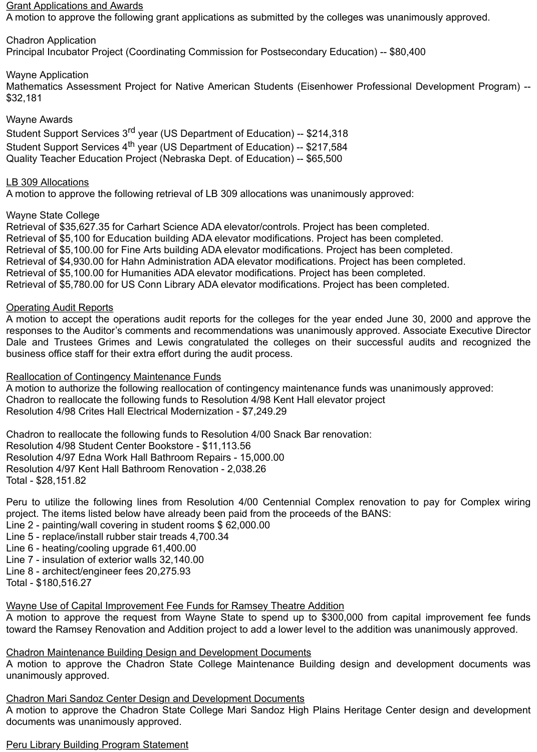Grant Applications and Awards

A motion to approve the following grant applications as submitted by the colleges was unanimously approved.

Chadron Application
Principal Incubator Project (Coordinating Commission for Postsecondary Education) -- $80,400

Wayne Application
Mathematics Assessment Project for Native American Students (Eisenhower Professional Development Program) -- $32,181

Wayne Awards
Student Support Services 3rd year (US Department of Education) -- $214,318
Student Support Services 4th year (US Department of Education) -- $217,584
Quality Teacher Education Project (Nebraska Dept. of Education) -- $65,500

LB 309 Allocations

A motion to approve the following retrieval of LB 309 allocations was unanimously approved:

Wayne State College
Retrieval of $35,627.35 for Carhart Science ADA elevator/controls. Project has been completed.
Retrieval of $5,100 for Education building ADA elevator modifications. Project has been completed.
Retrieval of $5,100.00 for Fine Arts building ADA elevator modifications. Project has been completed.
Retrieval of $4,930.00 for Hahn Administration ADA elevator modifications. Project has been completed.
Retrieval of $5,100.00 for Humanities ADA elevator modifications. Project has been completed.
Retrieval of $5,780.00 for US Conn Library ADA elevator modifications. Project has been completed.

Operating Audit Reports

A motion to accept the operations audit reports for the colleges for the year ended June 30, 2000 and approve the responses to the Auditor's comments and recommendations was unanimously approved. Associate Executive Director Dale and Trustees Grimes and Lewis congratulated the colleges on their successful audits and recognized the business office staff for their extra effort during the audit process.

Reallocation of Contingency Maintenance Funds

A motion to authorize the following reallocation of contingency maintenance funds was unanimously approved:
Chadron to reallocate the following funds to Resolution 4/98 Kent Hall elevator project
Resolution 4/98 Crites Hall Electrical Modernization - $7,249.29

Chadron to reallocate the following funds to Resolution 4/00 Snack Bar renovation:
Resolution 4/98 Student Center Bookstore - $11,113.56
Resolution 4/97 Edna Work Hall Bathroom Repairs - 15,000.00
Resolution 4/97 Kent Hall Bathroom Renovation - 2,038.26
Total - $28,151.82

Peru to utilize the following lines from Resolution 4/00 Centennial Complex renovation to pay for Complex wiring project. The items listed below have already been paid from the proceeds of the BANS:
Line 2 - painting/wall covering in student rooms $ 62,000.00
Line 5 - replace/install rubber stair treads 4,700.34
Line 6 - heating/cooling upgrade 61,400.00
Line 7 - insulation of exterior walls 32,140.00
Line 8 - architect/engineer fees 20,275.93
Total - $180,516.27

Wayne Use of Capital Improvement Fee Funds for Ramsey Theatre Addition

A motion to approve the request from Wayne State to spend up to $300,000 from capital improvement fee funds toward the Ramsey Renovation and Addition project to add a lower level to the addition was unanimously approved.

Chadron Maintenance Building Design and Development Documents

A motion to approve the Chadron State College Maintenance Building design and development documents was unanimously approved.

Chadron Mari Sandoz Center Design and Development Documents

A motion to approve the Chadron State College Mari Sandoz High Plains Heritage Center design and development documents was unanimously approved.

Peru Library Building Program Statement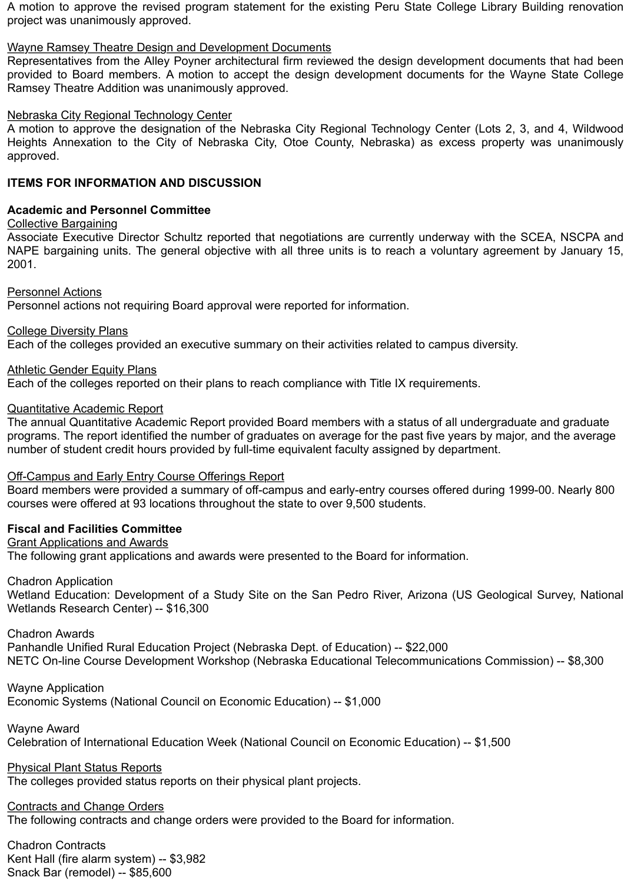A motion to approve the revised program statement for the existing Peru State College Library Building renovation project was unanimously approved.

Wayne Ramsey Theatre Design and Development Documents
Representatives from the Alley Poyner architectural firm reviewed the design development documents that had been provided to Board members. A motion to accept the design development documents for the Wayne State College Ramsey Theatre Addition was unanimously approved.

Nebraska City Regional Technology Center
A motion to approve the designation of the Nebraska City Regional Technology Center (Lots 2, 3, and 4, Wildwood Heights Annexation to the City of Nebraska City, Otoe County, Nebraska) as excess property was unanimously approved.

**ITEMS FOR INFORMATION AND DISCUSSION**

**Academic and Personnel Committee**
Collective Bargaining
Associate Executive Director Schultz reported that negotiations are currently underway with the SCEA, NSCPA and NAPE bargaining units. The general objective with all three units is to reach a voluntary agreement by January 15, 2001.

Personnel Actions
Personnel actions not requiring Board approval were reported for information.

College Diversity Plans
Each of the colleges provided an executive summary on their activities related to campus diversity.

Athletic Gender Equity Plans
Each of the colleges reported on their plans to reach compliance with Title IX requirements.

Quantitative Academic Report
The annual Quantitative Academic Report provided Board members with a status of all undergraduate and graduate programs. The report identified the number of graduates on average for the past five years by major, and the average number of student credit hours provided by full-time equivalent faculty assigned by department.

Off-Campus and Early Entry Course Offerings Report
Board members were provided a summary of off-campus and early-entry courses offered during 1999-00. Nearly 800 courses were offered at 93 locations throughout the state to over 9,500 students.

**Fiscal and Facilities Committee**
Grant Applications and Awards
The following grant applications and awards were presented to the Board for information.

Chadron Application
Wetland Education: Development of a Study Site on the San Pedro River, Arizona (US Geological Survey, National Wetlands Research Center) -- $16,300

Chadron Awards
Panhandle Unified Rural Education Project (Nebraska Dept. of Education) -- $22,000
NETC On-line Course Development Workshop (Nebraska Educational Telecommunications Commission) -- $8,300

Wayne Application
Economic Systems (National Council on Economic Education) -- $1,000

Wayne Award
Celebration of International Education Week (National Council on Economic Education) -- $1,500

Physical Plant Status Reports
The colleges provided status reports on their physical plant projects.

Contracts and Change Orders
The following contracts and change orders were provided to the Board for information.

Chadron Contracts
Kent Hall (fire alarm system) -- $3,982
Snack Bar (remodel) -- $85,600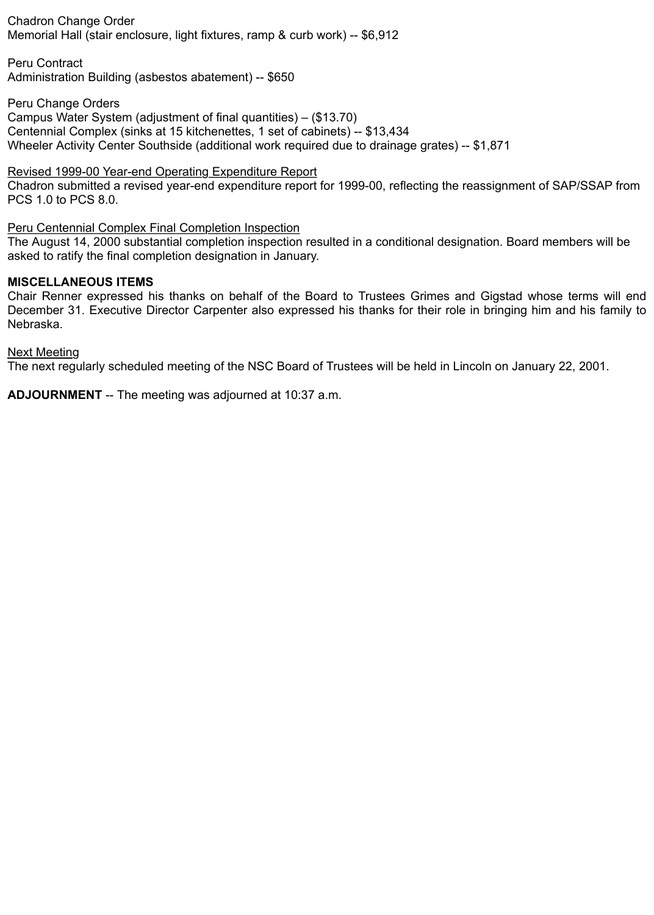Chadron Change Order
Memorial Hall (stair enclosure, light fixtures, ramp & curb work) -- $6,912

Peru Contract
Administration Building (asbestos abatement) -- $650

Peru Change Orders
Campus Water System (adjustment of final quantities) – ($13.70)
Centennial Complex (sinks at 15 kitchenettes, 1 set of cabinets) -- $13,434
Wheeler Activity Center Southside (additional work required due to drainage grates) -- $1,871

<u>Revised 1999-00 Year-end Operating Expenditure Report</u>
Chadron submitted a revised year-end expenditure report for 1999-00, reflecting the reassignment of SAP/SSAP from PCS 1.0 to PCS 8.0.

<u>Peru Centennial Complex Final Completion Inspection</u>
The August 14, 2000 substantial completion inspection resulted in a conditional designation. Board members will be asked to ratify the final completion designation in January.

**MISCELLANEOUS ITEMS**
Chair Renner expressed his thanks on behalf of the Board to Trustees Grimes and Gigstad whose terms will end December 31. Executive Director Carpenter also expressed his thanks for their role in bringing him and his family to Nebraska.

<u>Next Meeting</u>
The next regularly scheduled meeting of the NSC Board of Trustees will be held in Lincoln on January 22, 2001.

**ADJOURNMENT** -- The meeting was adjourned at 10:37 a.m.